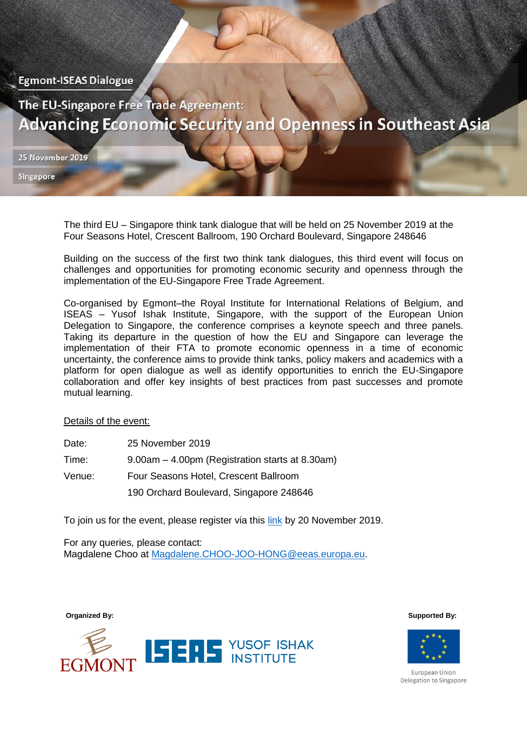Egmont-ISEAS Dialogue

# The EU-Singapore Free Trade Agreement: Advancing Economic Security and Openness in Southeast Asia

25 November 2019

Singapore

The third EU – Singapore think tank dialogue that will be held on 25 November 2019 at the Four Seasons Hotel, Crescent Ballroom, 190 Orchard Boulevard, Singapore 248646

Building on the success of the first two think tank dialogues, this third event will focus on challenges and opportunities for promoting economic security and openness through the implementation of the EU-Singapore Free Trade Agreement.

Co-organised by Egmont–the Royal Institute for International Relations of Belgium, and ISEAS – Yusof Ishak Institute, Singapore, with the support of the European Union Delegation to Singapore, the conference comprises a keynote speech and three panels. Taking its departure in the question of how the EU and Singapore can leverage the implementation of their FTA to promote economic openness in a time of economic uncertainty, the conference aims to provide think tanks, policy makers and academics with a platform for open dialogue as well as identify opportunities to enrich the EU-Singapore collaboration and offer key insights of best practices from past successes and promote mutual learning.

Details of the event:

| | |
|---|---|
| Date: | 25 November 2019 |
| Time: | 9.00am – 4.00pm (Registration starts at 8.30am) |
| Venue: | Four Seasons Hotel, Crescent Ballroom |
| | 190 Orchard Boulevard, Singapore 248646 |

To join us for the event, please register via this link by 20 November 2019.

For any queries, please contact:
Magdalene Choo at Magdalene.CHOO-JOO-HONG@eeas.europa.eu.

**Organized By:**

EGMONT

ISEAS YUSOF ISHAK INSTITUTE

**Supported By:**

European Union Delegation to Singapore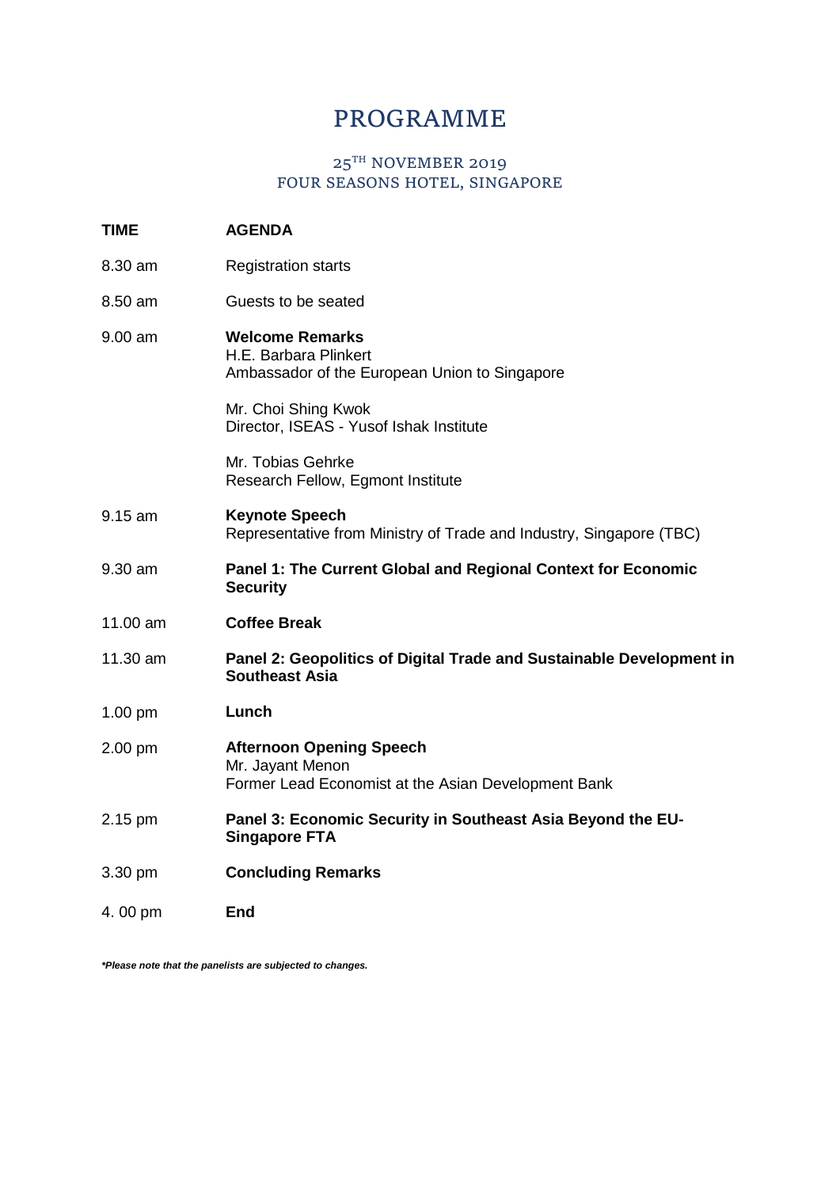# PROGRAMME

25[TH] NOVEMBER 2019
FOUR SEASONS HOTEL, SINGAPORE

| TIME | AGENDA |
| --- | --- |
| 8.30 am | Registration starts |
| 8.50 am | Guests to be seated |
| 9.00 am | **Welcome Remarks**<br>H.E. Barbara Plinkert<br>Ambassador of the European Union to Singapore<br><br>Mr. Choi Shing Kwok<br>Director, ISEAS - Yusof Ishak Institute<br><br>Mr. Tobias Gehrke<br>Research Fellow, Egmont Institute |
| 9.15 am | **Keynote Speech**<br>Representative from Ministry of Trade and Industry, Singapore (TBC) |
| 9.30 am | **Panel 1: The Current Global and Regional Context for Economic Security** |
| 11.00 am | **Coffee Break** |
| 11.30 am | **Panel 2: Geopolitics of Digital Trade and Sustainable Development in Southeast Asia** |
| 1.00 pm | **Lunch** |
| 2.00 pm | **Afternoon Opening Speech**<br>Mr. Jayant Menon<br>Former Lead Economist at the Asian Development Bank |
| 2.15 pm | **Panel 3: Economic Security in Southeast Asia Beyond the EU-Singapore FTA** |
| 3.30 pm | **Concluding Remarks** |
| 4. 00 pm | **End** |

***Please note that the panelists are subjected to changes.***